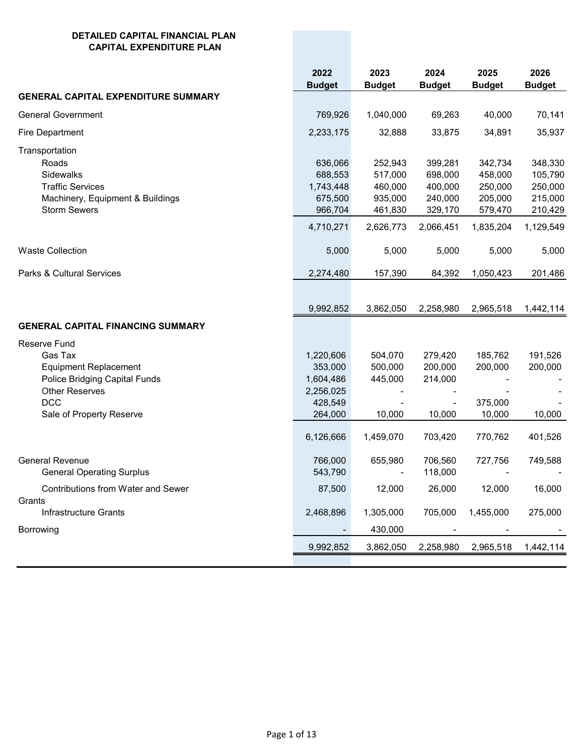**DETAILED CAPITAL FINANCIAL PLAN**
**CAPITAL EXPENDITURE PLAN**

| | 2022 Budget | 2023 Budget | 2024 Budget | 2025 Budget | 2026 Budget |
|---|---|---|---|---|---|
| **GENERAL CAPITAL EXPENDITURE SUMMARY** | | | | | |
| General Government | 769,926 | 1,040,000 | 69,263 | 40,000 | 70,141 |
| Fire Department | 2,233,175 | 32,888 | 33,875 | 34,891 | 35,937 |
| Transportation | | | | | |
| Roads | 636,066 | 252,943 | 399,281 | 342,734 | 348,330 |
| Sidewalks | 688,553 | 517,000 | 698,000 | 458,000 | 105,790 |
| Traffic Services | 1,743,448 | 460,000 | 400,000 | 250,000 | 250,000 |
| Machinery, Equipment & Buildings | 675,500 | 935,000 | 240,000 | 205,000 | 215,000 |
| Storm Sewers | 966,704 | 461,830 | 329,170 | 579,470 | 210,429 |
| | 4,710,271 | 2,626,773 | 2,066,451 | 1,835,204 | 1,129,549 |
| Waste Collection | 5,000 | 5,000 | 5,000 | 5,000 | 5,000 |
| Parks & Cultural Services | 2,274,480 | 157,390 | 84,392 | 1,050,423 | 201,486 |
| | 9,992,852 | 3,862,050 | 2,258,980 | 2,965,518 | 1,442,114 |
| **GENERAL CAPITAL FINANCING SUMMARY** | | | | | |
| Reserve Fund | | | | | |
| Gas Tax | 1,220,606 | 504,070 | 279,420 | 185,762 | 191,526 |
| Equipment Replacement | 353,000 | 500,000 | 200,000 | 200,000 | 200,000 |
| Police Bridging Capital Funds | 1,604,486 | 445,000 | 214,000 | - | - |
| Other Reserves | 2,256,025 | - | - | - | - |
| DCC | 428,549 | - | - | 375,000 | - |
| Sale of Property Reserve | 264,000 | 10,000 | 10,000 | 10,000 | 10,000 |
| | 6,126,666 | 1,459,070 | 703,420 | 770,762 | 401,526 |
| General Revenue | 766,000 | 655,980 | 706,560 | 727,756 | 749,588 |
| General Operating Surplus | 543,790 | - | 118,000 | - | - |
| Contributions from Water and Sewer | 87,500 | 12,000 | 26,000 | 12,000 | 16,000 |
| Grants | | | | | |
| Infrastructure Grants | 2,468,896 | 1,305,000 | 705,000 | 1,455,000 | 275,000 |
| Borrowing | - | 430,000 | - | - | - |
| | 9,992,852 | 3,862,050 | 2,258,980 | 2,965,518 | 1,442,114 |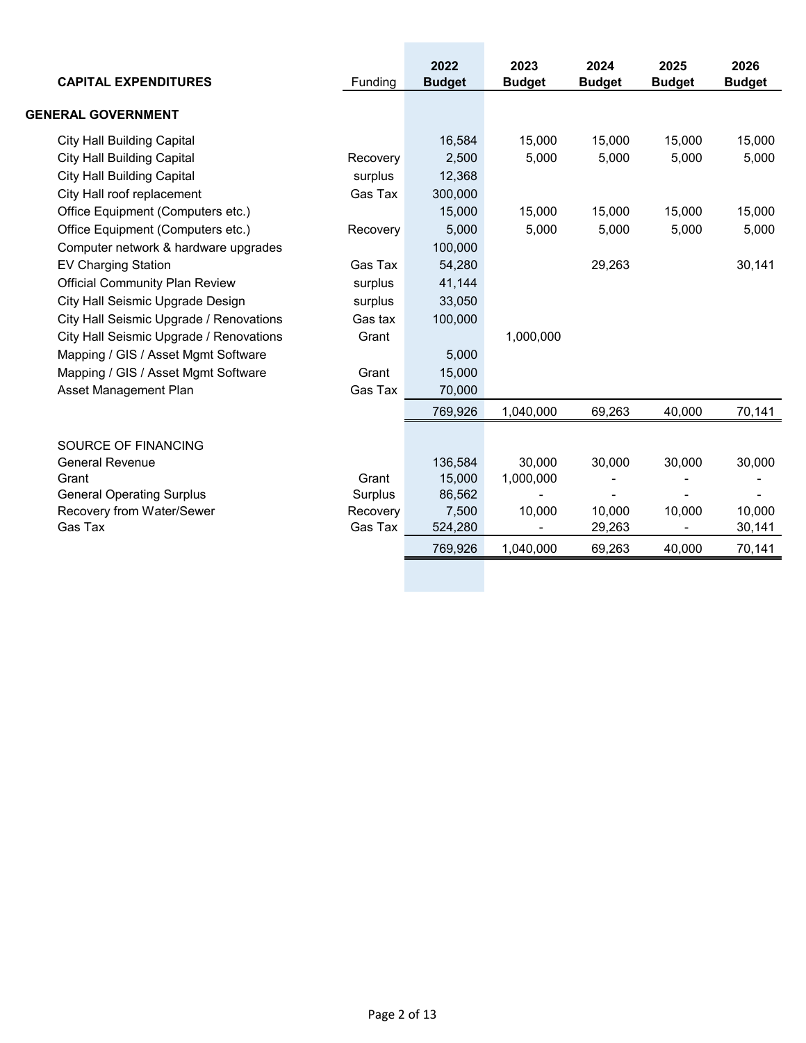| CAPITAL EXPENDITURES | Funding | 2022 Budget | 2023 Budget | 2024 Budget | 2025 Budget | 2026 Budget |
|---|---|---|---|---|---|---|
| **GENERAL GOVERNMENT** | | | | | | |
| City Hall Building Capital | | 16,584 | 15,000 | 15,000 | 15,000 | 15,000 |
| City Hall Building Capital | Recovery | 2,500 | 5,000 | 5,000 | 5,000 | 5,000 |
| City Hall Building Capital | surplus | 12,368 | | | | |
| City Hall roof replacement | Gas Tax | 300,000 | | | | |
| Office Equipment (Computers etc.) | | 15,000 | 15,000 | 15,000 | 15,000 | 15,000 |
| Office Equipment (Computers etc.) | Recovery | 5,000 | 5,000 | 5,000 | 5,000 | 5,000 |
| Computer network & hardware upgrades | | 100,000 | | | | |
| EV Charging Station | Gas Tax | 54,280 | | 29,263 | | 30,141 |
| Official Community Plan Review | surplus | 41,144 | | | | |
| City Hall Seismic Upgrade Design | surplus | 33,050 | | | | |
| City Hall Seismic Upgrade / Renovations | Gas tax | 100,000 | | | | |
| City Hall Seismic Upgrade / Renovations | Grant | | 1,000,000 | | | |
| Mapping / GIS / Asset Mgmt Software | | 5,000 | | | | |
| Mapping / GIS / Asset Mgmt Software | Grant | 15,000 | | | | |
| Asset Management Plan | Gas Tax | 70,000 | | | | |
| | | 769,926 | 1,040,000 | 69,263 | 40,000 | 70,141 |
| | | | | | | |
| SOURCE OF FINANCING | | | | | | |
| General Revenue | | 136,584 | 30,000 | 30,000 | 30,000 | 30,000 |
| Grant | Grant | 15,000 | 1,000,000 | - | - | - |
| General Operating Surplus | Surplus | 86,562 | - | - | - | - |
| Recovery from Water/Sewer | Recovery | 7,500 | 10,000 | 10,000 | 10,000 | 10,000 |
| Gas Tax | Gas Tax | 524,280 | - | 29,263 | - | 30,141 |
| | | 769,926 | 1,040,000 | 69,263 | 40,000 | 70,141 |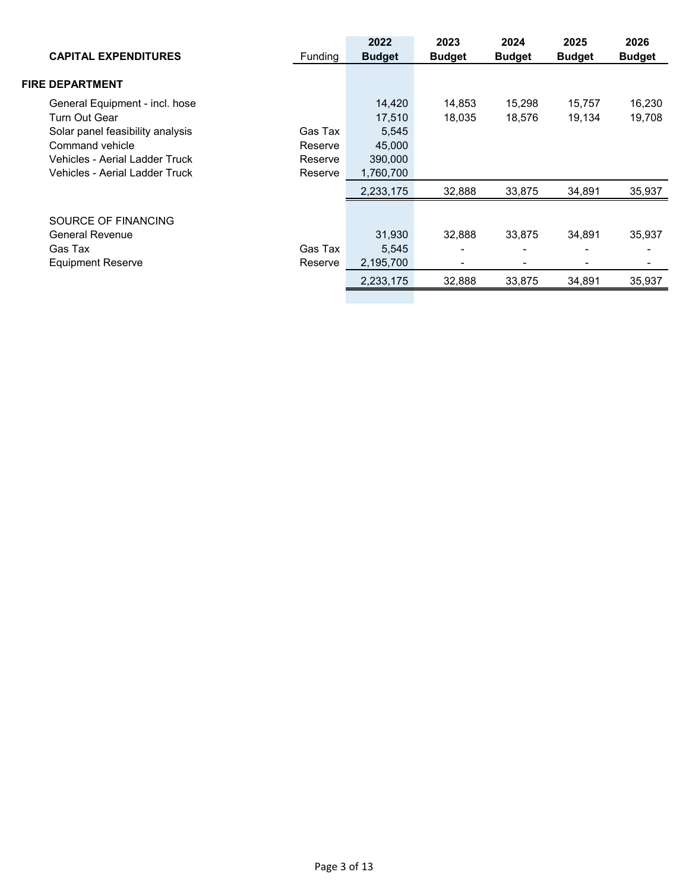| CAPITAL EXPENDITURES | Funding | 2022 Budget | 2023 Budget | 2024 Budget | 2025 Budget | 2026 Budget |
|---|---|---|---|---|---|---|
| **FIRE DEPARTMENT** | | | | | | |
| General Equipment - incl. hose | | 14,420 | 14,853 | 15,298 | 15,757 | 16,230 |
| Turn Out Gear | | 17,510 | 18,035 | 18,576 | 19,134 | 19,708 |
| Solar panel feasibility analysis | Gas Tax | 5,545 | | | | |
| Command vehicle | Reserve | 45,000 | | | | |
| Vehicles - Aerial Ladder Truck | Reserve | 390,000 | | | | |
| Vehicles - Aerial Ladder Truck | Reserve | 1,760,700 | | | | |
| | | 2,233,175 | 32,888 | 33,875 | 34,891 | 35,937 |
| SOURCE OF FINANCING | | | | | | |
| General Revenue | | 31,930 | 32,888 | 33,875 | 34,891 | 35,937 |
| Gas Tax | Gas Tax | 5,545 | - | - | - | - |
| Equipment Reserve | Reserve | 2,195,700 | - | - | - | - |
| | | 2,233,175 | 32,888 | 33,875 | 34,891 | 35,937 |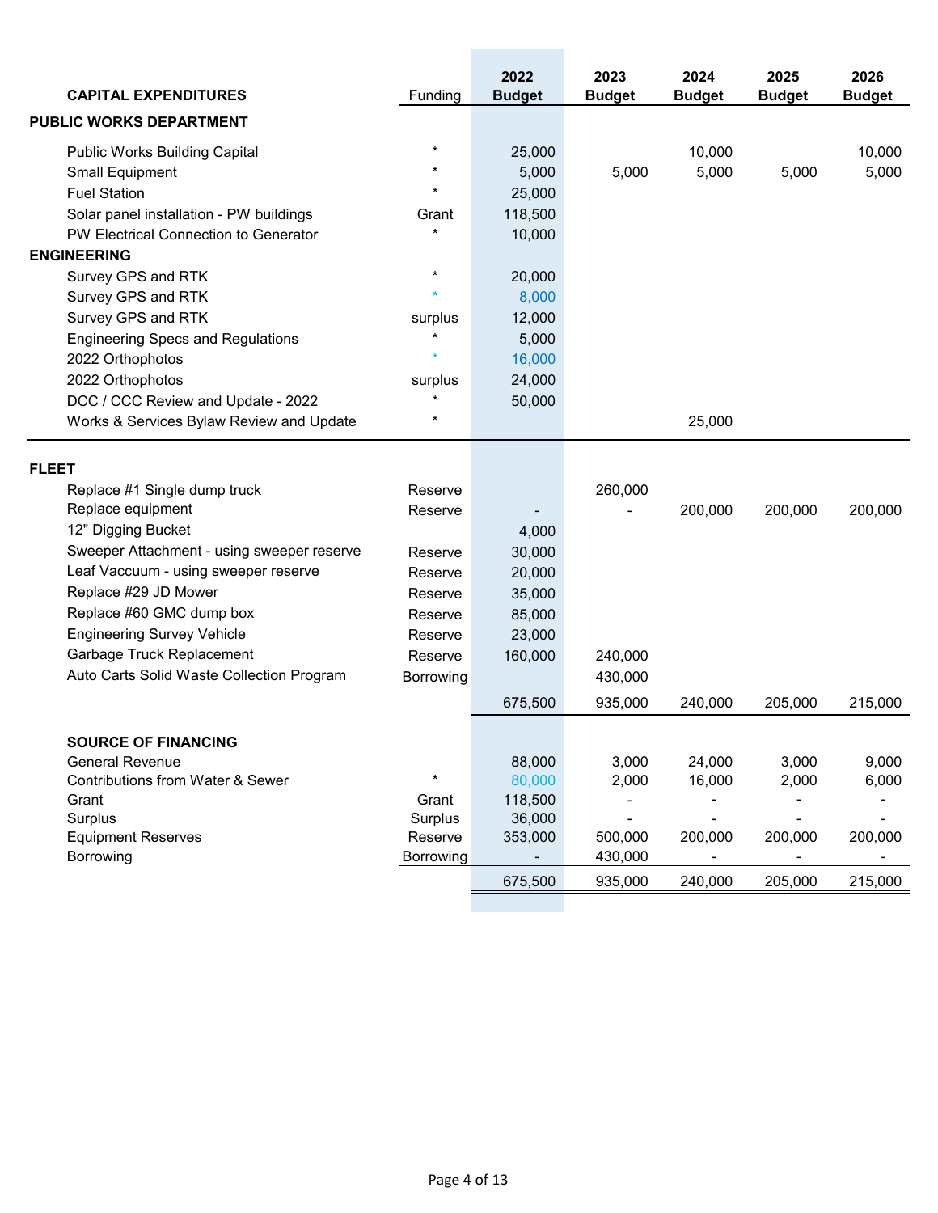| CAPITAL EXPENDITURES | Funding | 2022 Budget | 2023 Budget | 2024 Budget | 2025 Budget | 2026 Budget |
|---|---|---|---|---|---|---|
| **PUBLIC WORKS DEPARTMENT** | | | | | | |
| Public Works Building Capital | * | 25,000 | | 10,000 | | 10,000 |
| Small Equipment | * | 5,000 | 5,000 | 5,000 | 5,000 | 5,000 |
| Fuel Station | * | 25,000 | | | | |
| Solar panel installation - PW buildings | Grant | 118,500 | | | | |
| PW Electrical Connection to Generator | * | 10,000 | | | | |
| **ENGINEERING** | | | | | | |
| Survey GPS and RTK | * | 20,000 | | | | |
| Survey GPS and RTK | * | 8,000 | | | | |
| Survey GPS and RTK | surplus | 12,000 | | | | |
| Engineering Specs and Regulations | * | 5,000 | | | | |
| 2022 Orthophotos | * | 16,000 | | | | |
| 2022 Orthophotos | surplus | 24,000 | | | | |
| DCC / CCC Review and Update - 2022 | * | 50,000 | | | | |
| Works & Services Bylaw Review and Update | * | | | 25,000 | | |
| **FLEET** | | | | | | |
| Replace #1 Single dump truck | Reserve | | 260,000 | | | |
| Replace equipment | Reserve | - | - | 200,000 | 200,000 | 200,000 |
| 12" Digging Bucket | | 4,000 | | | | |
| Sweeper Attachment - using sweeper reserve | Reserve | 30,000 | | | | |
| Leaf Vaccuum - using sweeper reserve | Reserve | 20,000 | | | | |
| Replace #29 JD Mower | Reserve | 35,000 | | | | |
| Replace #60 GMC dump box | Reserve | 85,000 | | | | |
| Engineering Survey Vehicle | Reserve | 23,000 | | | | |
| Garbage Truck Replacement | Reserve | 160,000 | 240,000 | | | |
| Auto Carts Solid Waste Collection Program | Borrowing | | 430,000 | | | |
| | | 675,500 | 935,000 | 240,000 | 205,000 | 215,000 |
| **SOURCE OF FINANCING** | | | | | | |
| General Revenue | | 88,000 | 3,000 | 24,000 | 3,000 | 9,000 |
| Contributions from Water & Sewer | * | 80,000 | 2,000 | 16,000 | 2,000 | 6,000 |
| Grant | Grant | 118,500 | - | - | - | - |
| Surplus | Surplus | 36,000 | - | - | - | - |
| Equipment Reserves | Reserve | 353,000 | 500,000 | 200,000 | 200,000 | 200,000 |
| Borrowing | Borrowing | - | 430,000 | - | - | - |
| | | 675,500 | 935,000 | 240,000 | 205,000 | 215,000 |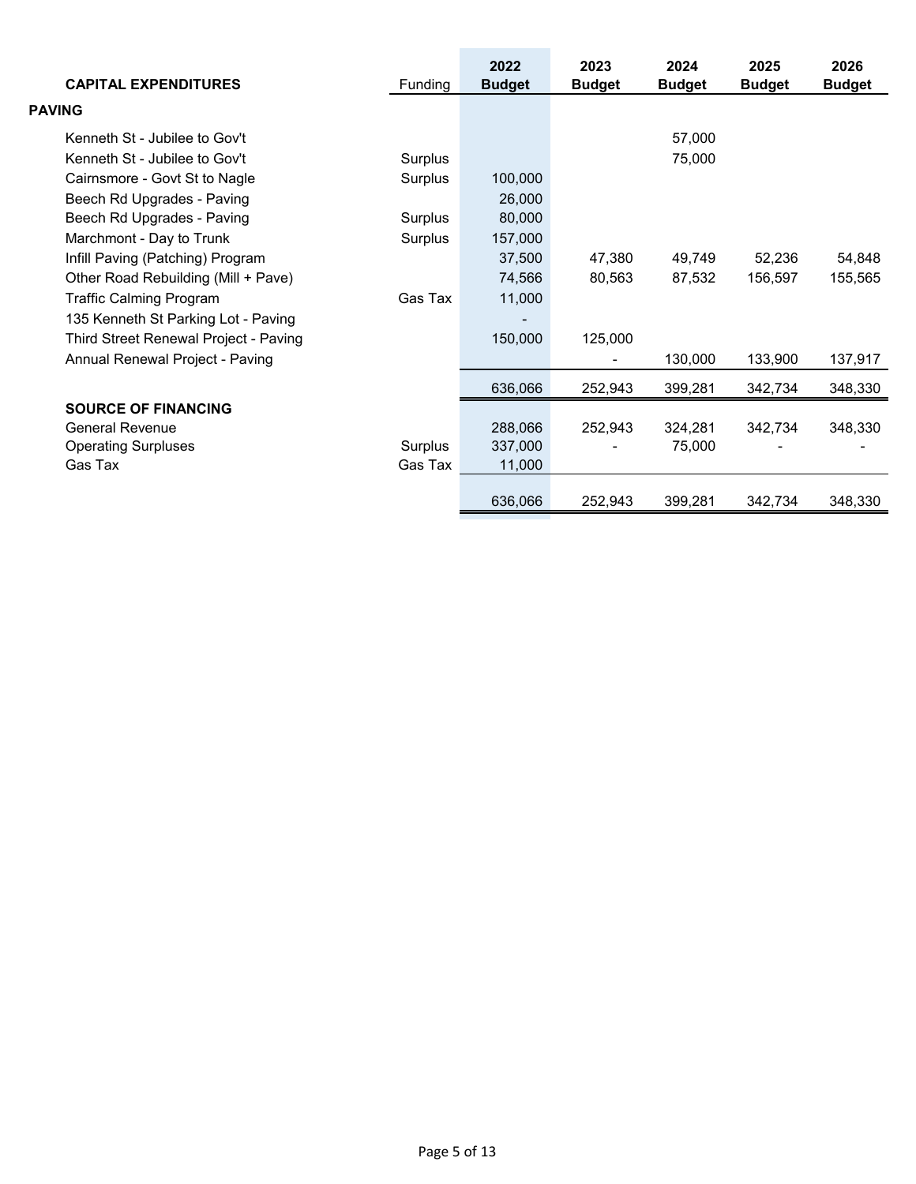| CAPITAL EXPENDITURES | Funding | 2022 Budget | 2023 Budget | 2024 Budget | 2025 Budget | 2026 Budget |
|---|---|---|---|---|---|---|
| **PAVING** | | | | | | |
| Kenneth St - Jubilee to Gov't | | | | 57,000 | | |
| Kenneth St - Jubilee to Gov't | Surplus | | | 75,000 | | |
| Cairnsmore - Govt St to Nagle | Surplus | 100,000 | | | | |
| Beech Rd Upgrades - Paving | | 26,000 | | | | |
| Beech Rd Upgrades - Paving | Surplus | 80,000 | | | | |
| Marchmont - Day to Trunk | Surplus | 157,000 | | | | |
| Infill Paving (Patching) Program | | 37,500 | 47,380 | 49,749 | 52,236 | 54,848 |
| Other Road Rebuilding (Mill + Pave) | | 74,566 | 80,563 | 87,532 | 156,597 | 155,565 |
| Traffic Calming Program | Gas Tax | 11,000 | | | | |
| 135 Kenneth St Parking Lot - Paving | | - | | | | |
| Third Street Renewal Project - Paving | | 150,000 | 125,000 | | | |
| Annual Renewal Project - Paving | | | - | 130,000 | 133,900 | 137,917 |
| | | 636,066 | 252,943 | 399,281 | 342,734 | 348,330 |
| **SOURCE OF FINANCING** | | | | | | |
| General Revenue | | 288,066 | 252,943 | 324,281 | 342,734 | 348,330 |
| Operating Surpluses | Surplus | 337,000 | - | 75,000 | - | - |
| Gas Tax | Gas Tax | 11,000 | | | | |
| | | 636,066 | 252,943 | 399,281 | 342,734 | 348,330 |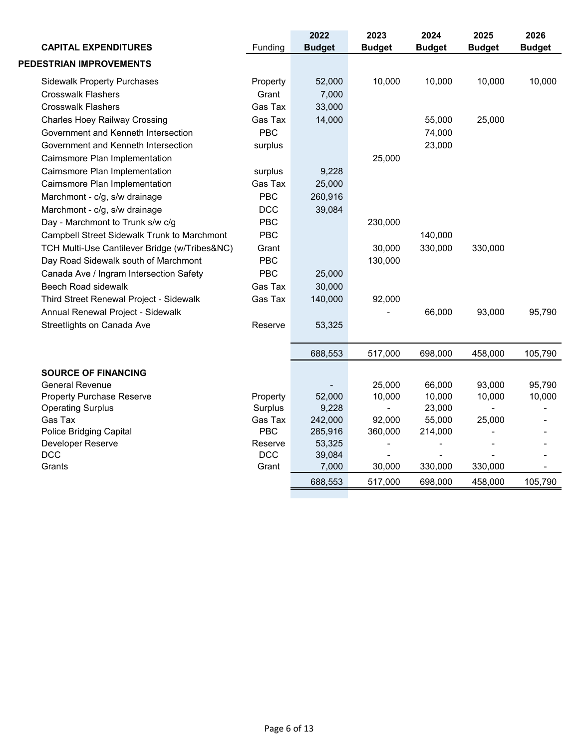| CAPITAL EXPENDITURES | Funding | 2022 Budget | 2023 Budget | 2024 Budget | 2025 Budget | 2026 Budget |
|---|---|---|---|---|---|---|
| **PEDESTRIAN IMPROVEMENTS** | | | | | | |
| Sidewalk Property Purchases | Property | 52,000 | 10,000 | 10,000 | 10,000 | 10,000 |
| Crosswalk Flashers | Grant | 7,000 | | | | |
| Crosswalk Flashers | Gas Tax | 33,000 | | | | |
| Charles Hoey Railway Crossing | Gas Tax | 14,000 | | 55,000 | 25,000 | |
| Government and Kenneth Intersection | PBC | | | 74,000 | | |
| Government and Kenneth Intersection | surplus | | | 23,000 | | |
| Cairnsmore Plan Implementation | | | 25,000 | | | |
| Cairnsmore Plan Implementation | surplus | 9,228 | | | | |
| Cairnsmore Plan Implementation | Gas Tax | 25,000 | | | | |
| Marchmont - c/g, s/w drainage | PBC | 260,916 | | | | |
| Marchmont - c/g, s/w drainage | DCC | 39,084 | | | | |
| Day - Marchmont to Trunk s/w c/g | PBC | | 230,000 | | | |
| Campbell Street Sidewalk Trunk to Marchmont | PBC | | | 140,000 | | |
| TCH Multi-Use Cantilever Bridge (w/Tribes&NC) | Grant | | 30,000 | 330,000 | 330,000 | |
| Day Road Sidewalk south of Marchmont | PBC | | 130,000 | | | |
| Canada Ave / Ingram Intersection Safety | PBC | 25,000 | | | | |
| Beech Road sidewalk | Gas Tax | 30,000 | | | | |
| Third Street Renewal Project - Sidewalk | Gas Tax | 140,000 | 92,000 | | | |
| Annual Renewal Project - Sidewalk | | | - | 66,000 | 93,000 | 95,790 |
| Streetlights on Canada Ave | Reserve | 53,325 | | | | |
| | | 688,553 | 517,000 | 698,000 | 458,000 | 105,790 |
| **SOURCE OF FINANCING** | | | | | | |
| General Revenue | | - | 25,000 | 66,000 | 93,000 | 95,790 |
| Property Purchase Reserve | Property | 52,000 | 10,000 | 10,000 | 10,000 | 10,000 |
| Operating Surplus | Surplus | 9,228 | - | 23,000 | - | - |
| Gas Tax | Gas Tax | 242,000 | 92,000 | 55,000 | 25,000 | - |
| Police Bridging Capital | PBC | 285,916 | 360,000 | 214,000 | - | - |
| Developer Reserve | Reserve | 53,325 | - | - | - | - |
| DCC | DCC | 39,084 | - | - | - | - |
| Grants | Grant | 7,000 | 30,000 | 330,000 | 330,000 | - |
| | | 688,553 | 517,000 | 698,000 | 458,000 | 105,790 |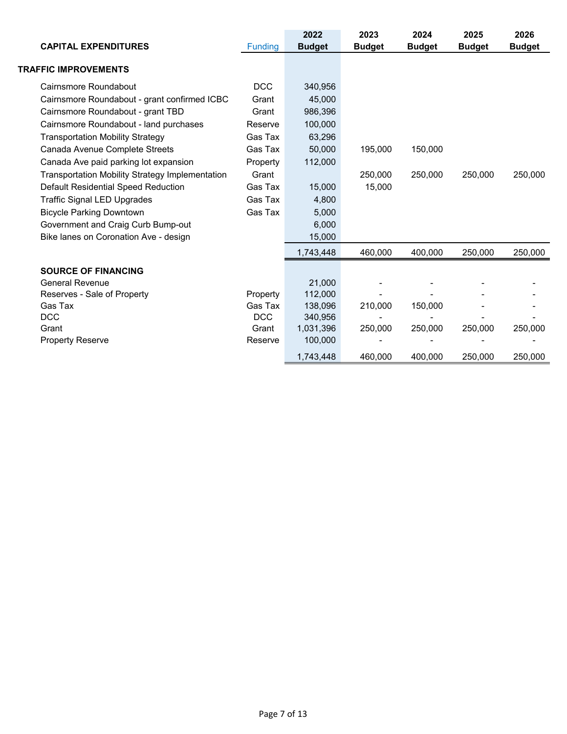| CAPITAL EXPENDITURES | Funding | 2022 Budget | 2023 Budget | 2024 Budget | 2025 Budget | 2026 Budget |
|---|---|---|---|---|---|---|
| **TRAFFIC IMPROVEMENTS** | | | | | | |
| Cairnsmore Roundabout | DCC | 340,956 | | | | |
| Cairnsmore Roundabout - grant confirmed ICBC | Grant | 45,000 | | | | |
| Cairnsmore Roundabout - grant TBD | Grant | 986,396 | | | | |
| Cairnsmore Roundabout - land purchases | Reserve | 100,000 | | | | |
| Transportation Mobility Strategy | Gas Tax | 63,296 | | | | |
| Canada Avenue Complete Streets | Gas Tax | 50,000 | 195,000 | 150,000 | | |
| Canada Ave paid parking lot expansion | Property | 112,000 | | | | |
| Transportation Mobility Strategy Implementation | Grant | | 250,000 | 250,000 | 250,000 | 250,000 |
| Default Residential Speed Reduction | Gas Tax | 15,000 | 15,000 | | | |
| Traffic Signal LED Upgrades | Gas Tax | 4,800 | | | | |
| Bicycle Parking Downtown | Gas Tax | 5,000 | | | | |
| Government and Craig Curb Bump-out | | 6,000 | | | | |
| Bike lanes on Coronation Ave - design | | 15,000 | | | | |
| | | 1,743,448 | 460,000 | 400,000 | 250,000 | 250,000 |
| **SOURCE OF FINANCING** | | | | | | |
| General Revenue | | 21,000 | - | - | - | - |
| Reserves - Sale of Property | Property | 112,000 | - | - | - | - |
| Gas Tax | Gas Tax | 138,096 | 210,000 | 150,000 | - | - |
| DCC | DCC | 340,956 | - | - | - | - |
| Grant | Grant | 1,031,396 | 250,000 | 250,000 | 250,000 | 250,000 |
| Property Reserve | Reserve | 100,000 | - | - | - | - |
| | | 1,743,448 | 460,000 | 400,000 | 250,000 | 250,000 |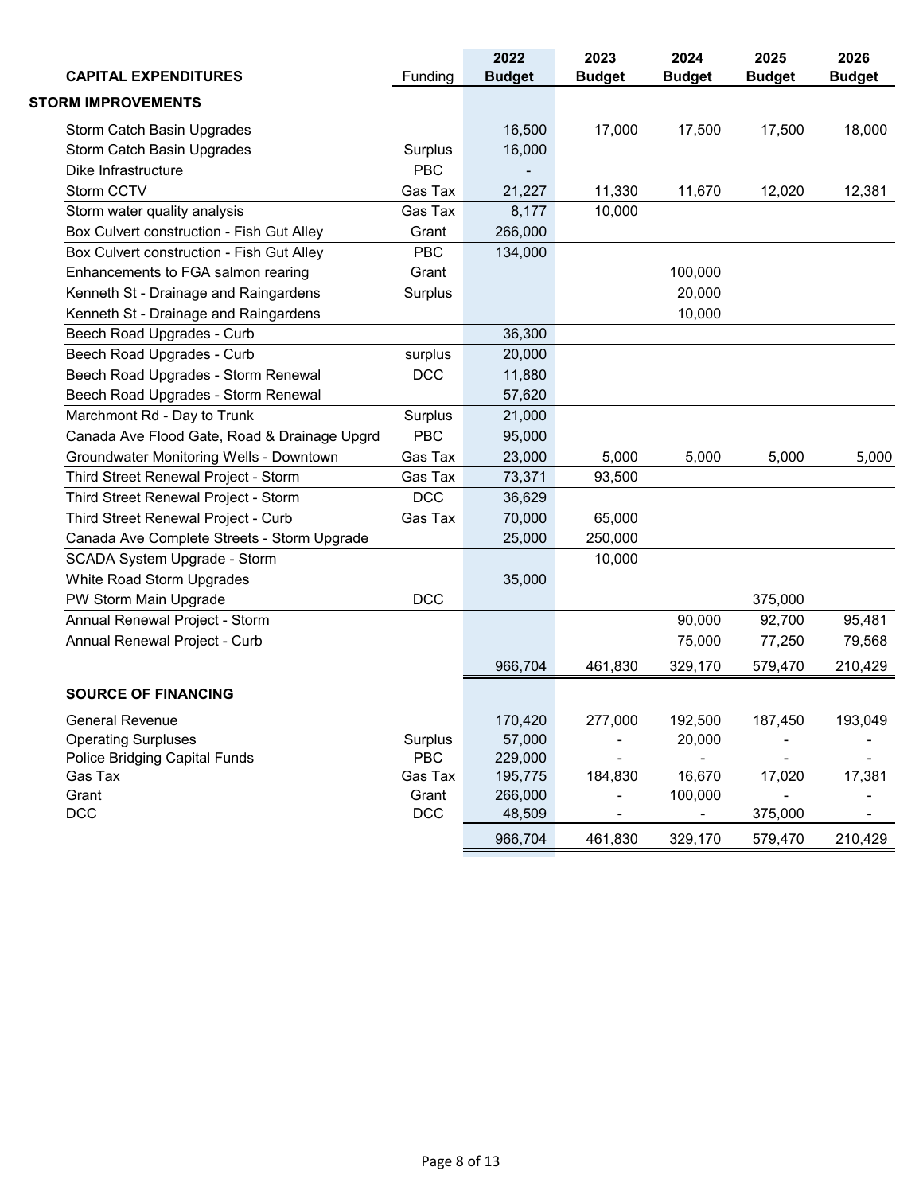| CAPITAL EXPENDITURES | Funding | 2022 Budget | 2023 Budget | 2024 Budget | 2025 Budget | 2026 Budget |
|---|---|---|---|---|---|---|
| **STORM IMPROVEMENTS** | | | | | | |
| Storm Catch Basin Upgrades | | 16,500 | 17,000 | 17,500 | 17,500 | 18,000 |
| Storm Catch Basin Upgrades | Surplus | 16,000 | | | | |
| Dike Infrastructure | PBC | - | | | | |
| Storm CCTV | Gas Tax | 21,227 | 11,330 | 11,670 | 12,020 | 12,381 |
| Storm water quality analysis | Gas Tax | 8,177 | 10,000 | | | |
| Box Culvert construction - Fish Gut Alley | Grant | 266,000 | | | | |
| Box Culvert construction - Fish Gut Alley | PBC | 134,000 | | | | |
| Enhancements to FGA salmon rearing | Grant | | | 100,000 | | |
| Kenneth St - Drainage and Raingardens | Surplus | | | 20,000 | | |
| Kenneth St - Drainage and Raingardens | | | | 10,000 | | |
| Beech Road Upgrades - Curb | | 36,300 | | | | |
| Beech Road Upgrades - Curb | surplus | 20,000 | | | | |
| Beech Road Upgrades - Storm Renewal | DCC | 11,880 | | | | |
| Beech Road Upgrades - Storm Renewal | | 57,620 | | | | |
| Marchmont Rd - Day to Trunk | Surplus | 21,000 | | | | |
| Canada Ave Flood Gate, Road & Drainage Upgrd | PBC | 95,000 | | | | |
| Groundwater Monitoring Wells - Downtown | Gas Tax | 23,000 | 5,000 | 5,000 | 5,000 | 5,000 |
| Third Street Renewal Project - Storm | Gas Tax | 73,371 | 93,500 | | | |
| Third Street Renewal Project - Storm | DCC | 36,629 | | | | |
| Third Street Renewal Project - Curb | Gas Tax | 70,000 | 65,000 | | | |
| Canada Ave Complete Streets - Storm Upgrade | | 25,000 | 250,000 | | | |
| SCADA System Upgrade - Storm | | | 10,000 | | | |
| White Road Storm Upgrades | | 35,000 | | | | |
| PW Storm Main Upgrade | DCC | | | | 375,000 | |
| Annual Renewal Project - Storm | | | | 90,000 | 92,700 | 95,481 |
| Annual Renewal Project - Curb | | | | 75,000 | 77,250 | 79,568 |
| | | 966,704 | 461,830 | 329,170 | 579,470 | 210,429 |
| **SOURCE OF FINANCING** | | | | | | |
| General Revenue | | 170,420 | 277,000 | 192,500 | 187,450 | 193,049 |
| Operating Surpluses | Surplus | 57,000 | - | 20,000 | - | - |
| Police Bridging Capital Funds | PBC | 229,000 | - | - | - | - |
| Gas Tax | Gas Tax | 195,775 | 184,830 | 16,670 | 17,020 | 17,381 |
| Grant | Grant | 266,000 | - | 100,000 | - | - |
| DCC | DCC | 48,509 | - | - | 375,000 | - |
| | | 966,704 | 461,830 | 329,170 | 579,470 | 210,429 |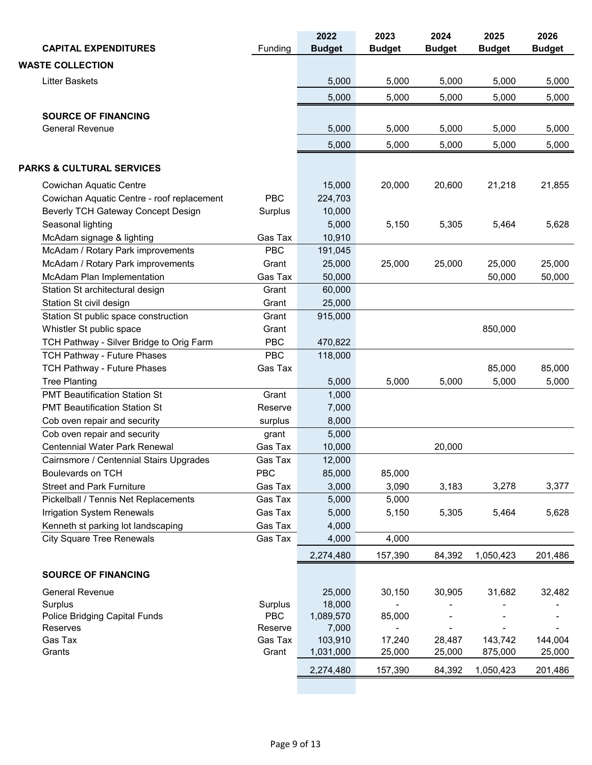| CAPITAL EXPENDITURES | Funding | 2022 Budget | 2023 Budget | 2024 Budget | 2025 Budget | 2026 Budget |
|---|---|---|---|---|---|---|
| **WASTE COLLECTION** | | | | | | |
| Litter Baskets | | 5,000 | 5,000 | 5,000 | 5,000 | 5,000 |
| | | 5,000 | 5,000 | 5,000 | 5,000 | 5,000 |
| **SOURCE OF FINANCING** | | | | | | |
| General Revenue | | 5,000 | 5,000 | 5,000 | 5,000 | 5,000 |
| | | 5,000 | 5,000 | 5,000 | 5,000 | 5,000 |
| **PARKS & CULTURAL SERVICES** | | | | | | |
| Cowichan Aquatic Centre | | 15,000 | 20,000 | 20,600 | 21,218 | 21,855 |
| Cowichan Aquatic Centre - roof replacement | PBC | 224,703 | | | | |
| Beverly TCH Gateway Concept Design | Surplus | 10,000 | | | | |
| Seasonal lighting | | 5,000 | 5,150 | 5,305 | 5,464 | 5,628 |
| McAdam signage & lighting | Gas Tax | 10,910 | | | | |
| McAdam / Rotary Park improvements | PBC | 191,045 | | | | |
| McAdam / Rotary Park improvements | Grant | 25,000 | 25,000 | 25,000 | 25,000 | 25,000 |
| McAdam Plan Implementation | Gas Tax | 50,000 | | | 50,000 | 50,000 |
| Station St architectural design | Grant | 60,000 | | | | |
| Station St civil design | Grant | 25,000 | | | | |
| Station St public space construction | Grant | 915,000 | | | | |
| Whistler St public space | Grant | | | | 850,000 | |
| TCH Pathway - Silver Bridge to Orig Farm | PBC | 470,822 | | | | |
| TCH Pathway - Future Phases | PBC | 118,000 | | | | |
| TCH Pathway - Future Phases | Gas Tax | | | | 85,000 | 85,000 |
| Tree Planting | | 5,000 | 5,000 | 5,000 | 5,000 | 5,000 |
| PMT Beautification Station St | Grant | 1,000 | | | | |
| PMT Beautification Station St | Reserve | 7,000 | | | | |
| Cob oven repair and security | surplus | 8,000 | | | | |
| Cob oven repair and security | grant | 5,000 | | | | |
| Centennial Water Park Renewal | Gas Tax | 10,000 | | 20,000 | | |
| Cairnsmore / Centennial Stairs Upgrades | Gas Tax | 12,000 | | | | |
| Boulevards on TCH | PBC | 85,000 | 85,000 | | | |
| Street and Park Furniture | Gas Tax | 3,000 | 3,090 | 3,183 | 3,278 | 3,377 |
| Pickelball / Tennis Net Replacements | Gas Tax | 5,000 | 5,000 | | | |
| Irrigation System Renewals | Gas Tax | 5,000 | 5,150 | 5,305 | 5,464 | 5,628 |
| Kenneth st parking lot landscaping | Gas Tax | 4,000 | | | | |
| City Square Tree Renewals | Gas Tax | 4,000 | 4,000 | | | |
| | | 2,274,480 | 157,390 | 84,392 | 1,050,423 | 201,486 |
| **SOURCE OF FINANCING** | | | | | | |
| General Revenue | | 25,000 | 30,150 | 30,905 | 31,682 | 32,482 |
| Surplus | Surplus | 18,000 | - | - | - | - |
| Police Bridging Capital Funds | PBC | 1,089,570 | 85,000 | - | - | - |
| Reserves | Reserve | 7,000 | - | - | - | - |
| Gas Tax | Gas Tax | 103,910 | 17,240 | 28,487 | 143,742 | 144,004 |
| Grants | Grant | 1,031,000 | 25,000 | 25,000 | 875,000 | 25,000 |
| | | 2,274,480 | 157,390 | 84,392 | 1,050,423 | 201,486 |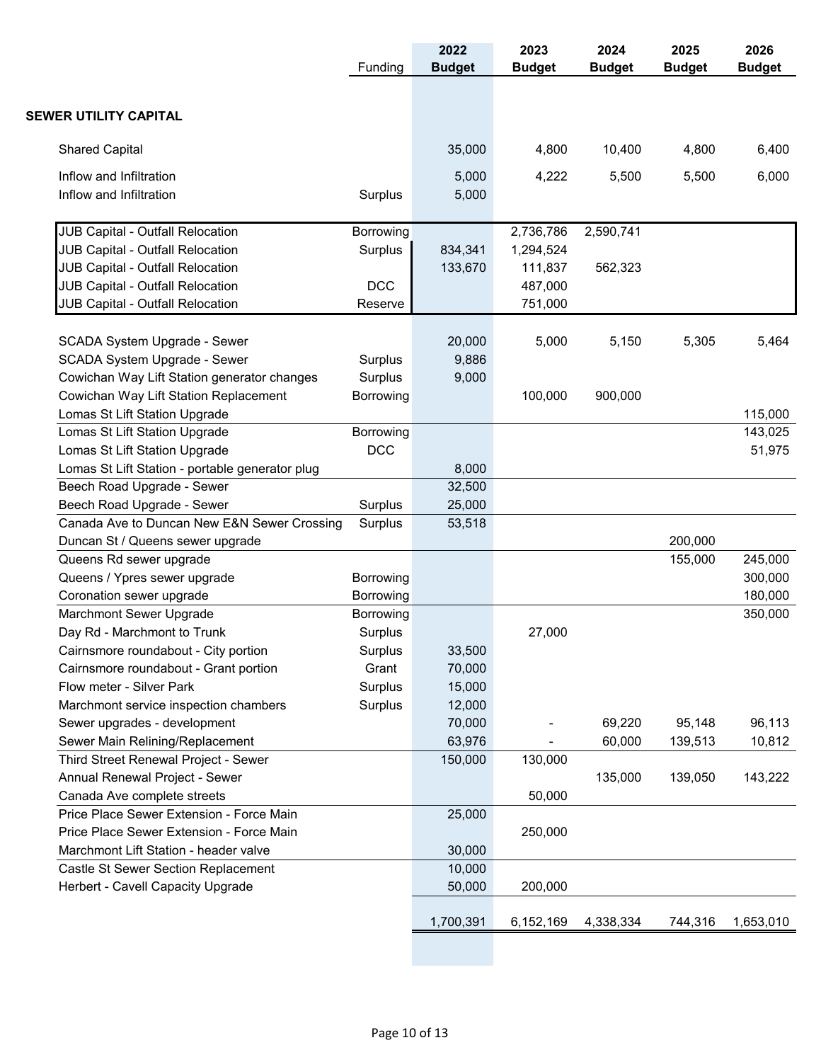| | Funding | 2022 Budget | 2023 Budget | 2024 Budget | 2025 Budget | 2026 Budget |
|---|---|---|---|---|---|---|
| **SEWER UTILITY CAPITAL** | | | | | | |
| Shared Capital | | 35,000 | 4,800 | 10,400 | 4,800 | 6,400 |
| Inflow and Infiltration | | 5,000 | 4,222 | 5,500 | 5,500 | 6,000 |
| Inflow and Infiltration | Surplus | 5,000 | | | | |
| JUB Capital - Outfall Relocation | Borrowing | | 2,736,786 | 2,590,741 | | |
| JUB Capital - Outfall Relocation | Surplus | 834,341 | 1,294,524 | | | |
| JUB Capital - Outfall Relocation | | 133,670 | 111,837 | 562,323 | | |
| JUB Capital - Outfall Relocation | DCC | | 487,000 | | | |
| JUB Capital - Outfall Relocation | Reserve | | 751,000 | | | |
| SCADA System Upgrade - Sewer | | 20,000 | 5,000 | 5,150 | 5,305 | 5,464 |
| SCADA System Upgrade - Sewer | Surplus | 9,886 | | | | |
| Cowichan Way Lift Station generator changes | Surplus | 9,000 | | | | |
| Cowichan Way Lift Station Replacement | Borrowing | | 100,000 | 900,000 | | |
| Lomas St Lift Station Upgrade | | | | | | 115,000 |
| Lomas St Lift Station Upgrade | Borrowing | | | | | 143,025 |
| Lomas St Lift Station Upgrade | DCC | | | | | 51,975 |
| Lomas St Lift Station - portable generator plug | | 8,000 | | | | |
| Beech Road Upgrade - Sewer | | 32,500 | | | | |
| Beech Road Upgrade - Sewer | Surplus | 25,000 | | | | |
| Canada Ave to Duncan New E&N Sewer Crossing | Surplus | 53,518 | | | | |
| Duncan St / Queens sewer upgrade | | | | | 200,000 | |
| Queens Rd sewer upgrade | | | | | 155,000 | 245,000 |
| Queens / Ypres sewer upgrade | Borrowing | | | | | 300,000 |
| Coronation sewer upgrade | Borrowing | | | | | 180,000 |
| Marchmont Sewer Upgrade | Borrowing | | | | | 350,000 |
| Day Rd - Marchmont to Trunk | Surplus | | 27,000 | | | |
| Cairnsmore roundabout - City portion | Surplus | 33,500 | | | | |
| Cairnsmore roundabout - Grant portion | Grant | 70,000 | | | | |
| Flow meter - Silver Park | Surplus | 15,000 | | | | |
| Marchmont service inspection chambers | Surplus | 12,000 | | | | |
| Sewer upgrades - development | | 70,000 | - | 69,220 | 95,148 | 96,113 |
| Sewer Main Relining/Replacement | | 63,976 | - | 60,000 | 139,513 | 10,812 |
| Third Street Renewal Project - Sewer | | 150,000 | 130,000 | | | |
| Annual Renewal Project - Sewer | | | | 135,000 | 139,050 | 143,222 |
| Canada Ave complete streets | | | 50,000 | | | |
| Price Place Sewer Extension - Force Main | | 25,000 | | | | |
| Price Place Sewer Extension - Force Main | | | 250,000 | | | |
| Marchmont Lift Station - header valve | | 30,000 | | | | |
| Castle St Sewer Section Replacement | | 10,000 | | | | |
| Herbert - Cavell Capacity Upgrade | | 50,000 | 200,000 | | | |
| | | 1,700,391 | 6,152,169 | 4,338,334 | 744,316 | 1,653,010 |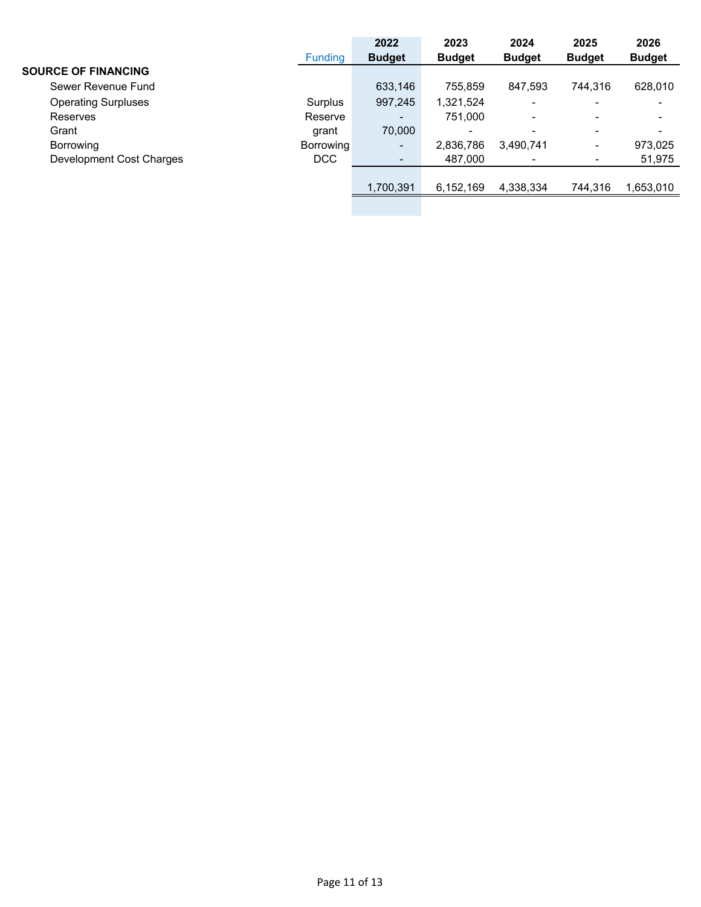| | Funding | 2022 Budget | 2023 Budget | 2024 Budget | 2025 Budget | 2026 Budget |
|---|---|---|---|---|---|---|
| **SOURCE OF FINANCING** | | | | | | |
| Sewer Revenue Fund | | 633,146 | 755,859 | 847,593 | 744,316 | 628,010 |
| Operating Surpluses | Surplus | 997,245 | 1,321,524 | - | - | - |
| Reserves | Reserve | - | 751,000 | - | - | - |
| Grant | grant | 70,000 | - | - | - | - |
| Borrowing | Borrowing | - | 2,836,786 | 3,490,741 | - | 973,025 |
| Development Cost Charges | DCC | - | 487,000 | - | - | 51,975 |
| | | 1,700,391 | 6,152,169 | 4,338,334 | 744,316 | 1,653,010 |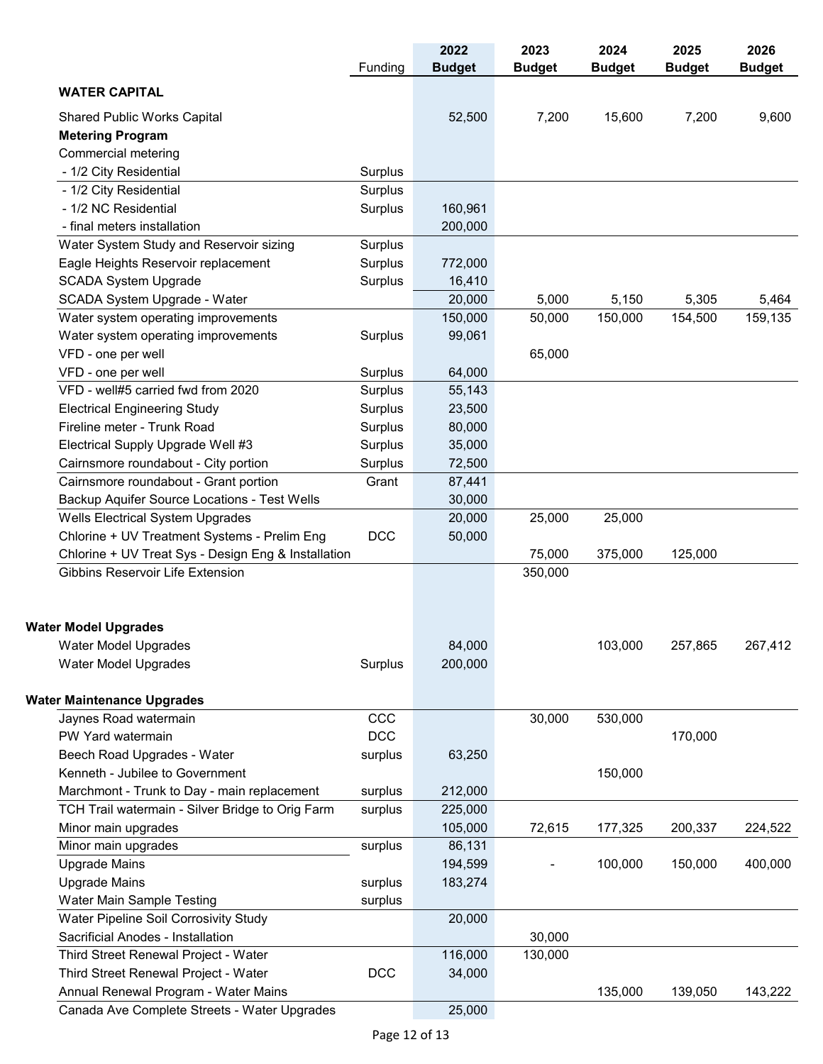| | Funding | 2022 Budget | 2023 Budget | 2024 Budget | 2025 Budget | 2026 Budget |
|---|---|---|---|---|---|---|
| **WATER CAPITAL** | | | | | | |
| Shared Public Works Capital | | 52,500 | 7,200 | 15,600 | 7,200 | 9,600 |
| **Metering Program** | | | | | | |
| Commercial metering | | | | | | |
| - 1/2 City Residential | Surplus | | | | | |
| - 1/2 City Residential | Surplus | | | | | |
| - 1/2 NC Residential | Surplus | 160,961 | | | | |
| - final meters installation | | 200,000 | | | | |
| Water System Study and Reservoir sizing | Surplus | | | | | |
| Eagle Heights Reservoir replacement | Surplus | 772,000 | | | | |
| SCADA System Upgrade | Surplus | 16,410 | | | | |
| SCADA System Upgrade - Water | | 20,000 | 5,000 | 5,150 | 5,305 | 5,464 |
| Water system operating improvements | | 150,000 | 50,000 | 150,000 | 154,500 | 159,135 |
| Water system operating improvements | Surplus | 99,061 | | | | |
| VFD - one per well | | | 65,000 | | | |
| VFD - one per well | Surplus | 64,000 | | | | |
| VFD - well#5 carried fwd from 2020 | Surplus | 55,143 | | | | |
| Electrical Engineering Study | Surplus | 23,500 | | | | |
| Fireline meter - Trunk Road | Surplus | 80,000 | | | | |
| Electrical Supply Upgrade Well #3 | Surplus | 35,000 | | | | |
| Cairnsmore roundabout - City portion | Surplus | 72,500 | | | | |
| Cairnsmore roundabout - Grant portion | Grant | 87,441 | | | | |
| Backup Aquifer Source Locations - Test Wells | | 30,000 | | | | |
| Wells Electrical System Upgrades | | 20,000 | 25,000 | 25,000 | | |
| Chlorine + UV Treatment Systems - Prelim Eng | DCC | 50,000 | | | | |
| Chlorine + UV Treat Sys - Design Eng & Installation | | | 75,000 | 375,000 | 125,000 | |
| Gibbins Reservoir Life Extension | | | 350,000 | | | |
| **Water Model Upgrades** | | | | | | |
| Water Model Upgrades | | 84,000 | | 103,000 | 257,865 | 267,412 |
| Water Model Upgrades | Surplus | 200,000 | | | | |
| **Water Maintenance Upgrades** | | | | | | |
| Jaynes Road watermain | CCC | | 30,000 | 530,000 | | |
| PW Yard watermain | DCC | | | | 170,000 | |
| Beech Road Upgrades - Water | surplus | 63,250 | | | | |
| Kenneth - Jubilee to Government | | | | 150,000 | | |
| Marchmont - Trunk to Day - main replacement | surplus | 212,000 | | | | |
| TCH Trail watermain - Silver Bridge to Orig Farm | surplus | 225,000 | | | | |
| Minor main upgrades | | 105,000 | 72,615 | 177,325 | 200,337 | 224,522 |
| Minor main upgrades | surplus | 86,131 | | | | |
| Upgrade Mains | | 194,599 | - | 100,000 | 150,000 | 400,000 |
| Upgrade Mains | surplus | 183,274 | | | | |
| Water Main Sample Testing | surplus | | | | | |
| Water Pipeline Soil Corrosivity Study | | 20,000 | | | | |
| Sacrificial Anodes - Installation | | | 30,000 | | | |
| Third Street Renewal Project - Water | | 116,000 | 130,000 | | | |
| Third Street Renewal Project - Water | DCC | 34,000 | | | | |
| Annual Renewal Program - Water Mains | | | | 135,000 | 139,050 | 143,222 |
| Canada Ave Complete Streets - Water Upgrades | | 25,000 | | | | |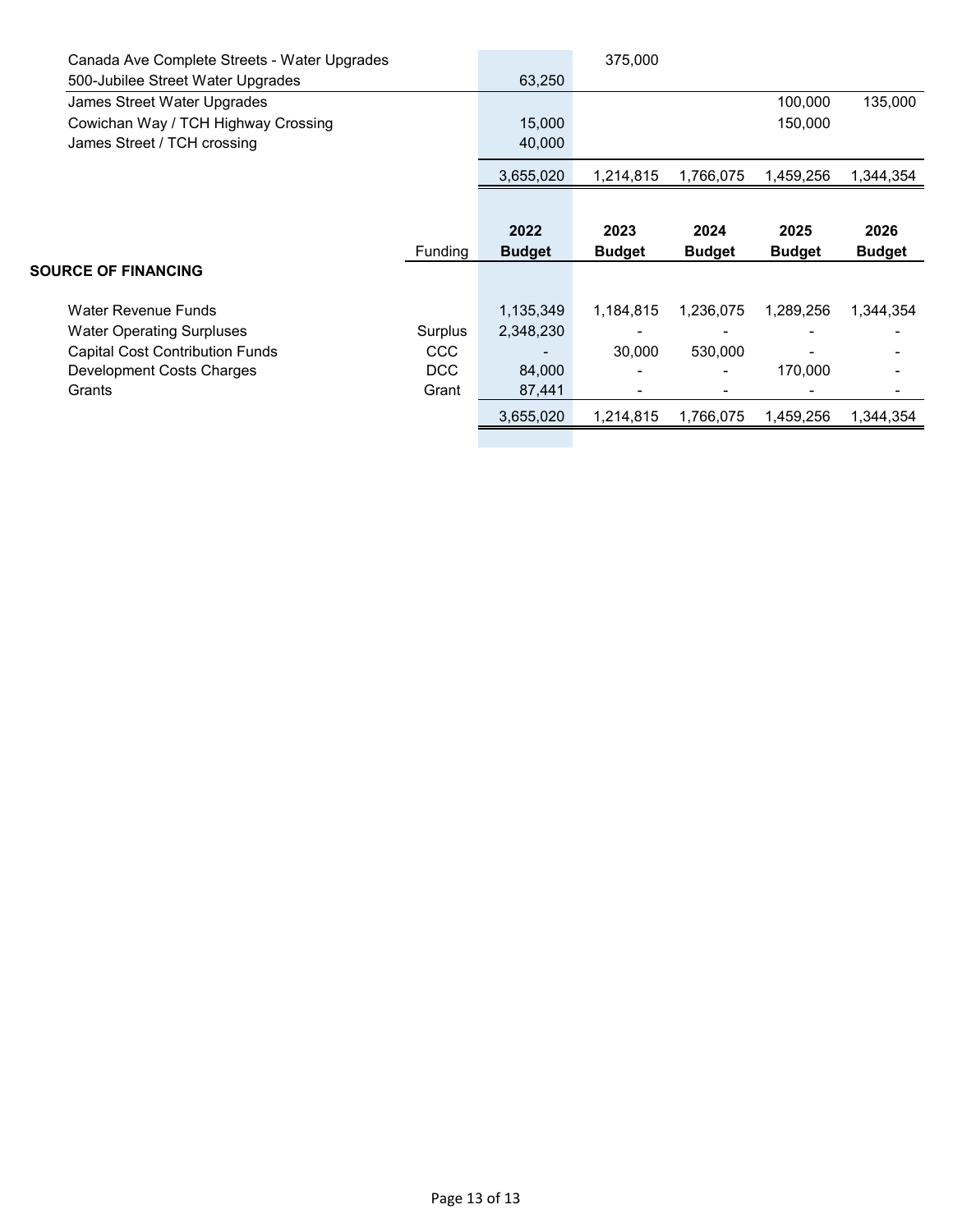| | | 2022 Budget | 2023 Budget | 2024 Budget | 2025 Budget | 2026 Budget |
|---|---|---|---|---|---|---|
| Canada Ave Complete Streets - Water Upgrades | | | 375,000 | | | |
| 500-Jubilee Street Water Upgrades | | 63,250 | | | | |
| James Street Water Upgrades | | | | | 100,000 | 135,000 |
| Cowichan Way / TCH Highway Crossing | | 15,000 | | | 150,000 | |
| James Street / TCH crossing | | 40,000 | | | | |
| | | 3,655,020 | 1,214,815 | 1,766,075 | 1,459,256 | 1,344,354 |

| | Funding | 2022 Budget | 2023 Budget | 2024 Budget | 2025 Budget | 2026 Budget |
|---|---|---|---|---|---|---|
| **SOURCE OF FINANCING** | | | | | | |
| Water Revenue Funds | | 1,135,349 | 1,184,815 | 1,236,075 | 1,289,256 | 1,344,354 |
| Water Operating Surpluses | Surplus | 2,348,230 | - | - | - | - |
| Capital Cost Contribution Funds | CCC | - | 30,000 | 530,000 | - | - |
| Development Costs Charges | DCC | 84,000 | - | - | 170,000 | - |
| Grants | Grant | 87,441 | - | - | - | - |
| | | 3,655,020 | 1,214,815 | 1,766,075 | 1,459,256 | 1,344,354 |